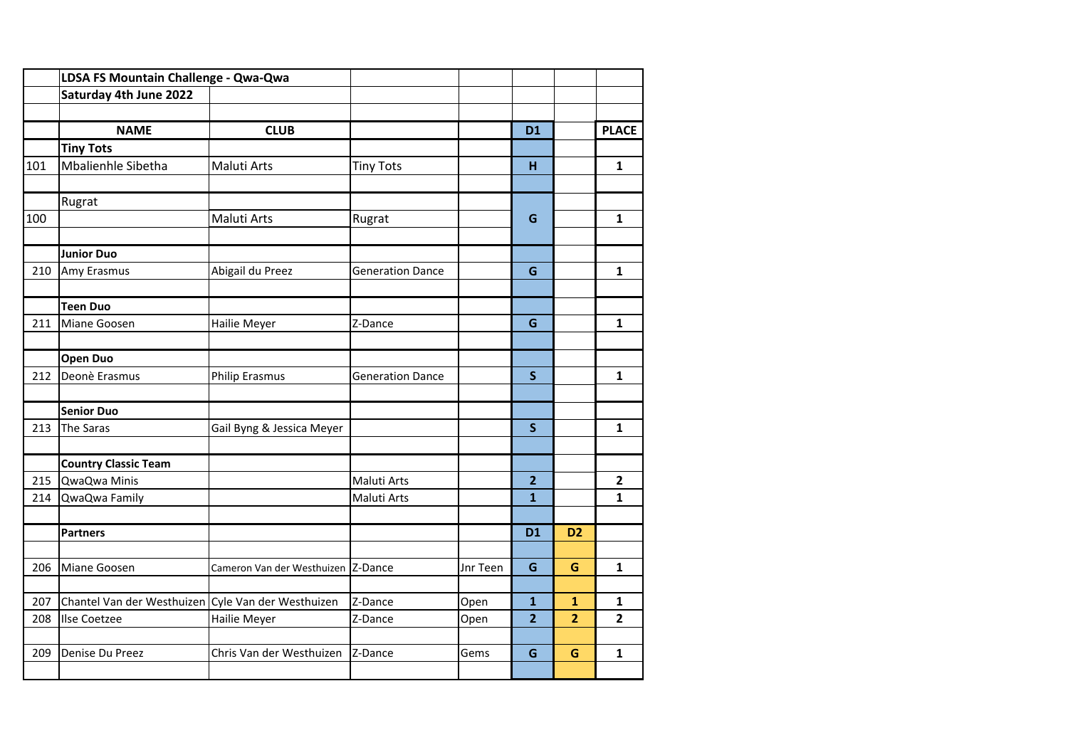| | LDSA FS Mountain Challenge - Qwa-Qwa | | | | | | |
|---|---|---|---|---|---|---|---|
| | **Saturday 4th June 2022** | | | | | | |
| | | | | | | | |
| | **NAME** | **CLUB** | | | **D1** | | **PLACE** |
| | **Tiny Tots** | | | | | | |
| 101 | Mbalienhle Sibetha | Maluti Arts | Tiny Tots | | **H** | | **1** |
| | | | | | | | |
| | Rugrat | | | | | | |
| 100 | | Maluti Arts | Rugrat | | **G** | | **1** |
| | | | | | | | |
| | **Junior Duo** | | | | | | |
| 210 | Amy Erasmus | Abigail du Preez | Generation Dance | | **G** | | **1** |
| | | | | | | | |
| | **Teen Duo** | | | | | | |
| 211 | Miane Goosen | Hailie Meyer | Z-Dance | | **G** | | **1** |
| | | | | | | | |
| | **Open Duo** | | | | | | |
| 212 | Deonè Erasmus | Philip Erasmus | Generation Dance | | **S** | | **1** |
| | | | | | | | |
| | **Senior Duo** | | | | | | |
| 213 | The Saras | Gail Byng & Jessica Meyer | | | **S** | | **1** |
| | | | | | | | |
| | **Country Classic Team** | | | | | | |
| 215 | QwaQwa Minis | | Maluti Arts | | **2** | | **2** |
| 214 | QwaQwa Family | | Maluti Arts | | **1** | | **1** |
| | | | | | | | |
| | **Partners** | | | | **D1** | **D2** | |
| | | | | | | | |
| 206 | Miane Goosen | Cameron Van der Westhuizen | Z-Dance | Jnr Teen | **G** | **G** | **1** |
| | | | | | | | |
| 207 | Chantel Van der Westhuizen | Cyle Van der Westhuizen | Z-Dance | Open | **1** | **1** | **1** |
| 208 | Ilse Coetzee | Hailie Meyer | Z-Dance | Open | **2** | **2** | **2** |
| | | | | | | | |
| 209 | Denise Du Preez | Chris Van der Westhuizen | Z-Dance | Gems | **G** | **G** | **1** |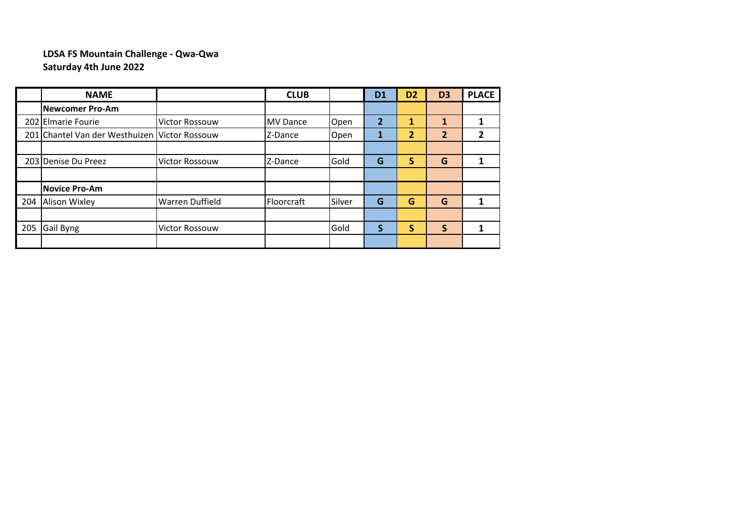**LDSA FS Mountain Challenge - Qwa-Qwa**
**Saturday 4th June 2022**

| | NAME | | CLUB | | D1 | D2 | D3 | PLACE |
|---|---|---|---|---|---|---|---|---|
| | **Newcomer Pro-Am** | | | | | | | |
| 202 | Elmarie Fourie | Victor Rossouw | MV Dance | Open | 2 | 1 | 1 | 1 |
| 201 | Chantel Van der Westhuizen | Victor Rossouw | Z-Dance | Open | 1 | 2 | 2 | 2 |
| | | | | | | | | |
| 203 | Denise Du Preez | Victor Rossouw | Z-Dance | Gold | G | S | G | 1 |
| | | | | | | | | |
| | **Novice Pro-Am** | | | | | | | |
| 204 | Alison Wixley | Warren Duffield | Floorcraft | Silver | G | G | G | 1 |
| | | | | | | | | |
| 205 | Gail Byng | Victor Rossouw | | Gold | S | S | S | 1 |
| | | | | | | | | |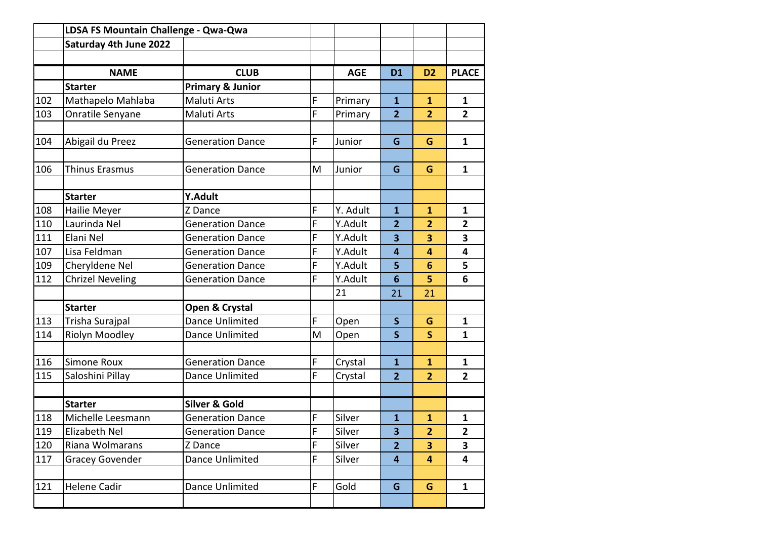| | LDSA FS Mountain Challenge - Qwa-Qwa | | | | | | |
|---|---|---|---|---|---|---|---|
| | Saturday 4th June 2022 | | | | | | |
| | | | | | | | |
| | **NAME** | **CLUB** | | **AGE** | **D1** | **D2** | **PLACE** |
| | **Starter** | **Primary & Junior** | | | | | |
| 102 | Mathapelo Mahlaba | Maluti Arts | F | Primary | **1** | **1** | **1** |
| 103 | Onratile Senyane | Maluti Arts | F | Primary | **2** | **2** | **2** |
| | | | | | | | |
| 104 | Abigail du Preez | Generation Dance | F | Junior | **G** | **G** | **1** |
| | | | | | | | |
| 106 | Thinus Erasmus | Generation Dance | M | Junior | **G** | **G** | **1** |
| | | | | | | | |
| | **Starter** | **Y.Adult** | | | | | |
| 108 | Hailie Meyer | Z Dance | F | Y. Adult | **1** | **1** | **1** |
| 110 | Laurinda Nel | Generation Dance | F | Y.Adult | **2** | **2** | **2** |
| 111 | Elani Nel | Generation Dance | F | Y.Adult | **3** | **3** | **3** |
| 107 | Lisa Feldman | Generation Dance | F | Y.Adult | **4** | **4** | **4** |
| 109 | Cheryldene Nel | Generation Dance | F | Y.Adult | **5** | **6** | **5** |
| 112 | Chrizel Neveling | Generation Dance | F | Y.Adult | **6** | **5** | **6** |
| | | | | 21 | 21 | 21 | |
| | **Starter** | **Open & Crystal** | | | | | |
| 113 | Trisha Surajpal | Dance Unlimited | F | Open | **S** | **G** | **1** |
| 114 | Riolyn Moodley | Dance Unlimited | M | Open | **S** | **S** | **1** |
| | | | | | | | |
| 116 | Simone Roux | Generation Dance | F | Crystal | **1** | **1** | **1** |
| 115 | Saloshini Pillay | Dance Unlimited | F | Crystal | **2** | **2** | **2** |
| | | | | | | | |
| | **Starter** | **Silver & Gold** | | | | | |
| 118 | Michelle Leesmann | Generation Dance | F | Silver | **1** | **1** | **1** |
| 119 | Elizabeth Nel | Generation Dance | F | Silver | **3** | **2** | **2** |
| 120 | Riana Wolmarans | Z Dance | F | Silver | **2** | **3** | **3** |
| 117 | Gracey Govender | Dance Unlimited | F | Silver | **4** | **4** | **4** |
| | | | | | | | |
| 121 | Helene Cadir | Dance Unlimited | F | Gold | **G** | **G** | **1** |
| | | | | | | | |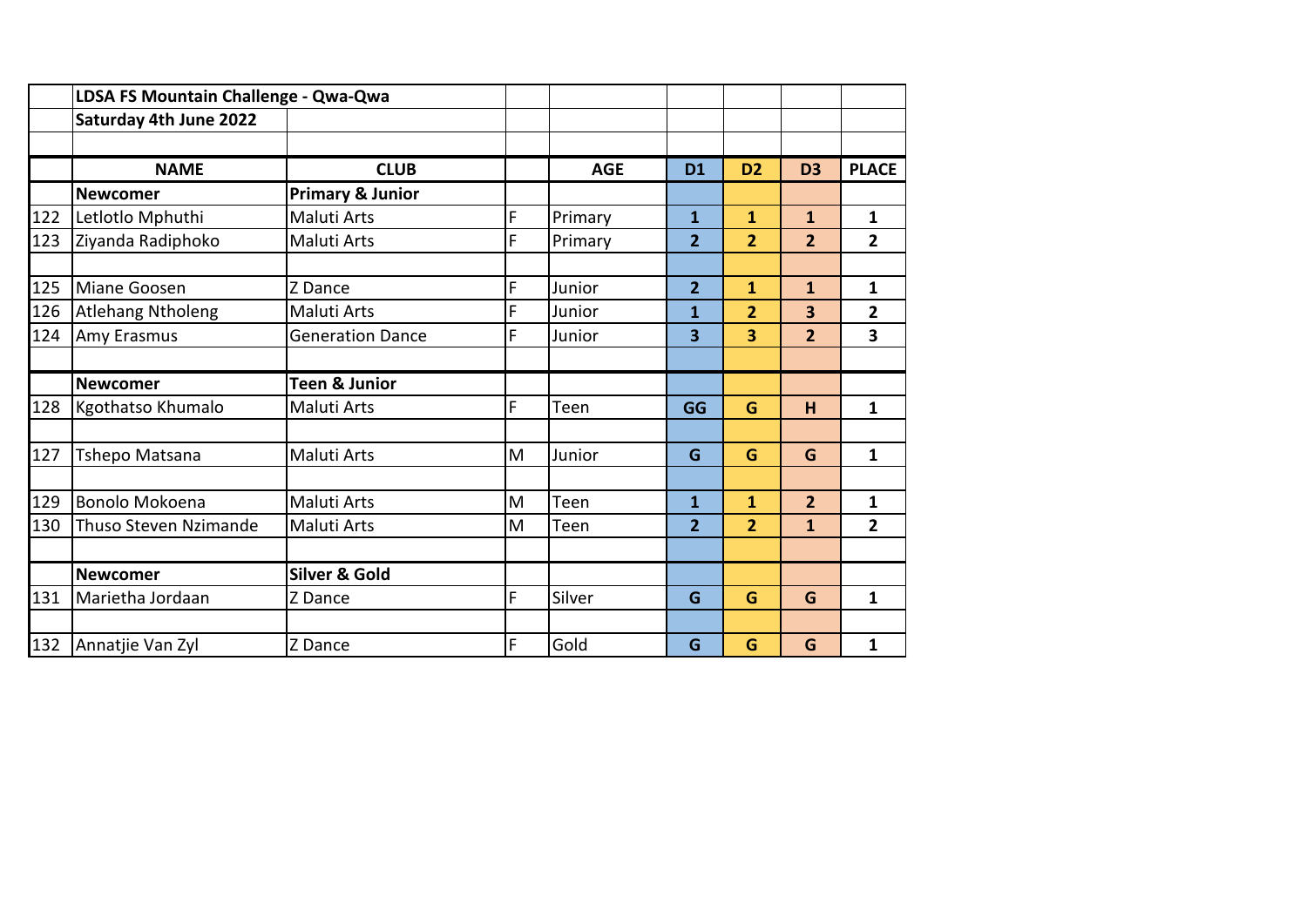| | LDSA FS Mountain Challenge - Qwa-Qwa | | | | | | | |
|---|---|---|---|---|---|---|---|---|
| | Saturday 4th June 2022 | | | | | | | |
| | | | | | | | | |
| | **NAME** | **CLUB** | | **AGE** | **D1** | **D2** | **D3** | **PLACE** |
| | **Newcomer** | **Primary & Junior** | | | | | | |
| 122 | Letlotlo Mphuthi | Maluti Arts | F | Primary | **1** | **1** | **1** | **1** |
| 123 | Ziyanda Radiphoko | Maluti Arts | F | Primary | **2** | **2** | **2** | **2** |
| | | | | | | | | |
| 125 | Miane Goosen | Z Dance | F | Junior | **2** | **1** | **1** | **1** |
| 126 | Atlehang Ntholeng | Maluti Arts | F | Junior | **1** | **2** | **3** | **2** |
| 124 | Amy Erasmus | Generation Dance | F | Junior | **3** | **3** | **2** | **3** |
| | | | | | | | | |
| | **Newcomer** | **Teen & Junior** | | | | | | |
| 128 | Kgothatso Khumalo | Maluti Arts | F | Teen | **GG** | **G** | **H** | **1** |
| | | | | | | | | |
| 127 | Tshepo Matsana | Maluti Arts | M | Junior | **G** | **G** | **G** | **1** |
| | | | | | | | | |
| 129 | Bonolo Mokoena | Maluti Arts | M | Teen | **1** | **1** | **2** | **1** |
| 130 | Thuso Steven Nzimande | Maluti Arts | M | Teen | **2** | **2** | **1** | **2** |
| | | | | | | | | |
| | **Newcomer** | **Silver & Gold** | | | | | | |
| 131 | Marietha Jordaan | Z Dance | F | Silver | **G** | **G** | **G** | **1** |
| | | | | | | | | |
| 132 | Annatjie Van Zyl | Z Dance | F | Gold | **G** | **G** | **G** | **1** |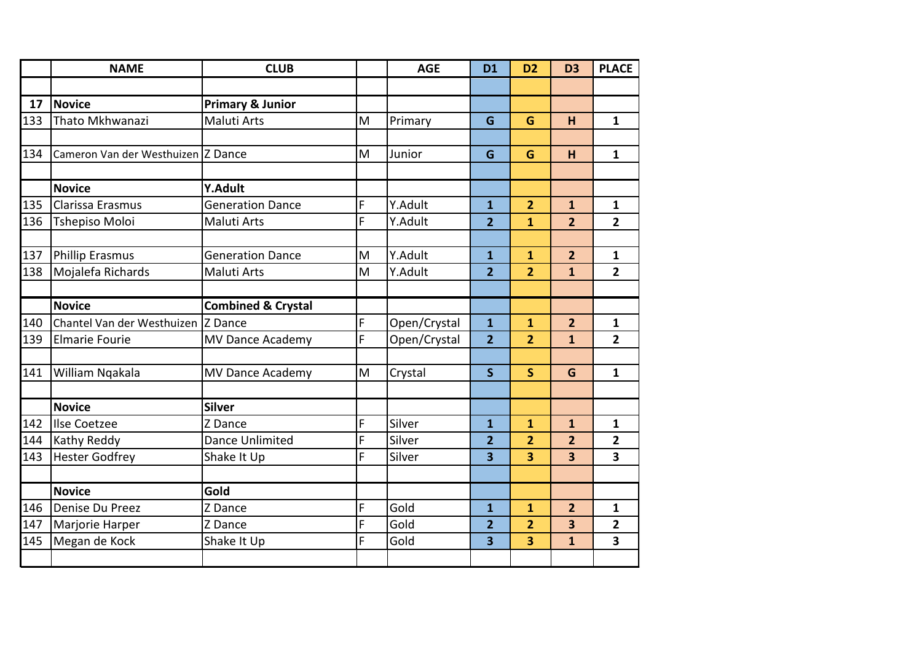|  | NAME | CLUB |  | AGE | D1 | D2 | D3 | PLACE |
|---|---|---|---|---|---|---|---|---|
|  |  |  |  |  |  |  |  |  |
| **17** | **Novice** | **Primary & Junior** |  |  |  |  |  |  |
| 133 | Thato Mkhwanazi | Maluti Arts | M | Primary | **G** | **G** | **H** | **1** |
|  |  |  |  |  |  |  |  |  |
| 134 | Cameron Van der Westhuizen | Z Dance | M | Junior | **G** | **G** | **H** | **1** |
|  |  |  |  |  |  |  |  |  |
|  | **Novice** | **Y.Adult** |  |  |  |  |  |  |
| 135 | Clarissa Erasmus | Generation Dance | F | Y.Adult | **1** | **2** | **1** | **1** |
| 136 | Tshepiso Moloi | Maluti Arts | F | Y.Adult | **2** | **1** | **2** | **2** |
|  |  |  |  |  |  |  |  |  |
| 137 | Phillip Erasmus | Generation Dance | M | Y.Adult | **1** | **1** | **2** | **1** |
| 138 | Mojalefa Richards | Maluti Arts | M | Y.Adult | **2** | **2** | **1** | **2** |
|  |  |  |  |  |  |  |  |  |
|  | **Novice** | **Combined & Crystal** |  |  |  |  |  |  |
| 140 | Chantel Van der Westhuizen | Z Dance | F | Open/Crystal | **1** | **1** | **2** | **1** |
| 139 | Elmarie Fourie | MV Dance Academy | F | Open/Crystal | **2** | **2** | **1** | **2** |
|  |  |  |  |  |  |  |  |  |
| 141 | William Nqakala | MV Dance Academy | M | Crystal | **S** | **S** | **G** | **1** |
|  |  |  |  |  |  |  |  |  |
|  | **Novice** | **Silver** |  |  |  |  |  |  |
| 142 | Ilse Coetzee | Z Dance | F | Silver | **1** | **1** | **1** | **1** |
| 144 | Kathy Reddy | Dance Unlimited | F | Silver | **2** | **2** | **2** | **2** |
| 143 | Hester Godfrey | Shake It Up | F | Silver | **3** | **3** | **3** | **3** |
|  |  |  |  |  |  |  |  |  |
|  | **Novice** | **Gold** |  |  |  |  |  |  |
| 146 | Denise Du Preez | Z Dance | F | Gold | **1** | **1** | **2** | **1** |
| 147 | Marjorie Harper | Z Dance | F | Gold | **2** | **2** | **3** | **2** |
| 145 | Megan de Kock | Shake It Up | F | Gold | **3** | **3** | **1** | **3** |
|  |  |  |  |  |  |  |  |  |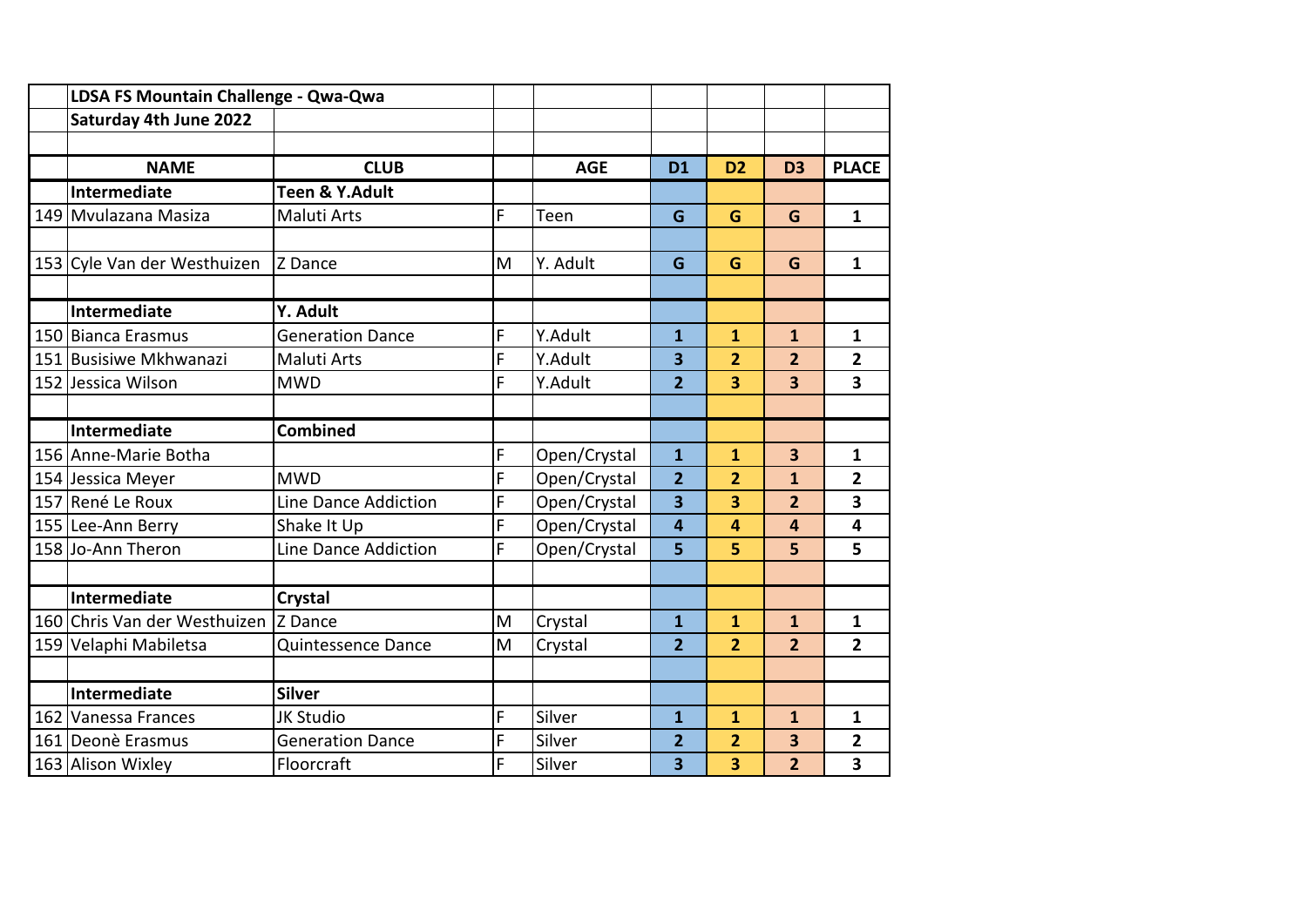| | LDSA FS Mountain Challenge - Qwa-Qwa | | | | | | | |
|---|---|---|---|---|---|---|---|---|
| | Saturday 4th June 2022 | | | | | | | |
| | | | | | | | | |
| | **NAME** | **CLUB** | | **AGE** | **D1** | **D2** | **D3** | **PLACE** |
| | **Intermediate** | **Teen & Y.Adult** | | | | | | |
| 149 | Mvulazana Masiza | Maluti Arts | F | Teen | **G** | **G** | **G** | **1** |
| | | | | | | | | |
| 153 | Cyle Van der Westhuizen | Z Dance | M | Y. Adult | **G** | **G** | **G** | **1** |
| | | | | | | | | |
| | **Intermediate** | **Y. Adult** | | | | | | |
| 150 | Bianca Erasmus | Generation Dance | F | Y.Adult | **1** | **1** | **1** | **1** |
| 151 | Busisiwe Mkhwanazi | Maluti Arts | F | Y.Adult | **3** | **2** | **2** | **2** |
| 152 | Jessica Wilson | MWD | F | Y.Adult | **2** | **3** | **3** | **3** |
| | | | | | | | | |
| | **Intermediate** | **Combined** | | | | | | |
| 156 | Anne-Marie Botha | | F | Open/Crystal | **1** | **1** | **3** | **1** |
| 154 | Jessica Meyer | MWD | F | Open/Crystal | **2** | **2** | **1** | **2** |
| 157 | René Le Roux | Line Dance Addiction | F | Open/Crystal | **3** | **3** | **2** | **3** |
| 155 | Lee-Ann Berry | Shake It Up | F | Open/Crystal | **4** | **4** | **4** | **4** |
| 158 | Jo-Ann Theron | Line Dance Addiction | F | Open/Crystal | **5** | **5** | **5** | **5** |
| | | | | | | | | |
| | **Intermediate** | **Crystal** | | | | | | |
| 160 | Chris Van der Westhuizen | Z Dance | M | Crystal | **1** | **1** | **1** | **1** |
| 159 | Velaphi Mabiletsa | Quintessence Dance | M | Crystal | **2** | **2** | **2** | **2** |
| | | | | | | | | |
| | **Intermediate** | **Silver** | | | | | | |
| 162 | Vanessa Frances | JK Studio | F | Silver | **1** | **1** | **1** | **1** |
| 161 | Deonè Erasmus | Generation Dance | F | Silver | **2** | **2** | **3** | **2** |
| 163 | Alison Wixley | Floorcraft | F | Silver | **3** | **3** | **2** | **3** |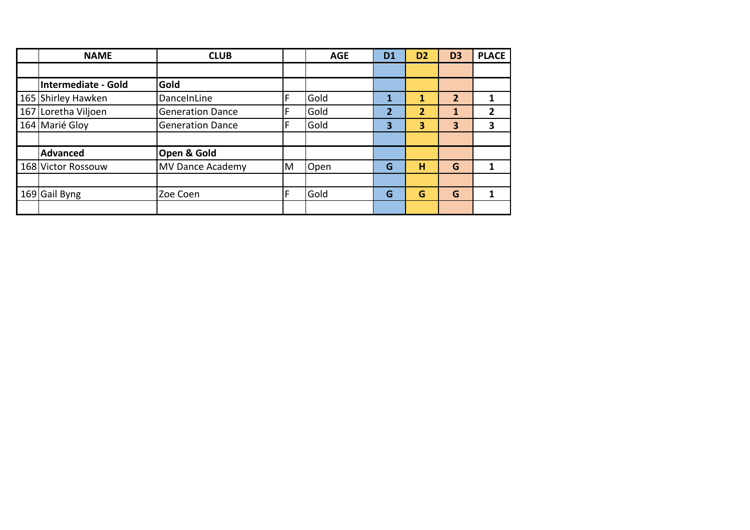| | NAME | CLUB | | AGE | D1 | D2 | D3 | PLACE |
|---|---|---|---|---|---|---|---|---|
| | | | | | | | | |
| | **Intermediate - Gold** | **Gold** | | | | | | |
| 165 | Shirley Hawken | DanceInLine | F | Gold | **1** | **1** | **2** | **1** |
| 167 | Loretha Viljoen | Generation Dance | F | Gold | **2** | **2** | **1** | **2** |
| 164 | Marié Gloy | Generation Dance | F | Gold | **3** | **3** | **3** | **3** |
| | | | | | | | | |
| | **Advanced** | **Open & Gold** | | | | | | |
| 168 | Victor Rossouw | MV Dance Academy | M | Open | **G** | **H** | **G** | **1** |
| | | | | | | | | |
| 169 | Gail Byng | Zoe Coen | F | Gold | **G** | **G** | **G** | **1** |
| | | | | | | | | |